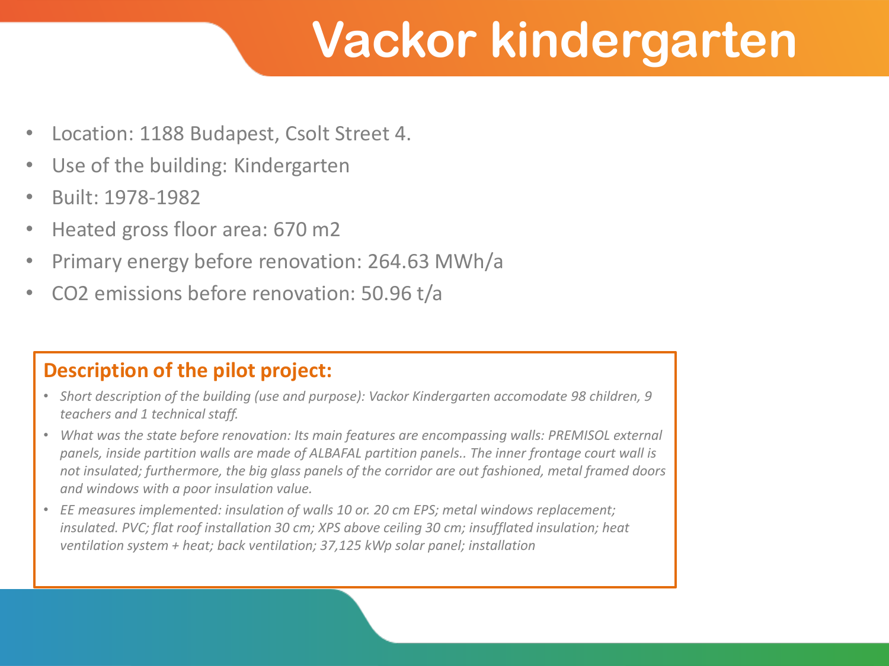# Vackor kindergarten

- Location: 1188 Budapest, Csolt Street 4.
- Use of the building: Kindergarten
- Built: 1978-1982
- Heated gross floor area: 670 m2
- Primary energy before renovation: 264.63 MWh/a
- $CO_2$ emissions before renovation: 50.96 t/a

## Description of the pilot project:

- *Short description of the building (use and purpose): Vackor Kindergarten accomodate 98 children, 9 teachers and 1 technical staff.*
- *What was the state before renovation: Its main features are encompassing walls: PREMISOL external panels, inside partition walls are made of ALBAFAL partition panels.. The inner frontage court wall is not insulated; furthermore, the big glass panels of the corridor are out fashioned, metal framed doors and windows with a poor insulation value.*
- *EE measures implemented: insulation of walls 10 or. 20 cm EPS; metal windows replacement; insulated. PVC; flat roof installation 30 cm; XPS above ceiling 30 cm; insufflated insulation; heat ventilation system + heat; back ventilation; 37,125 kWp solar panel; installation*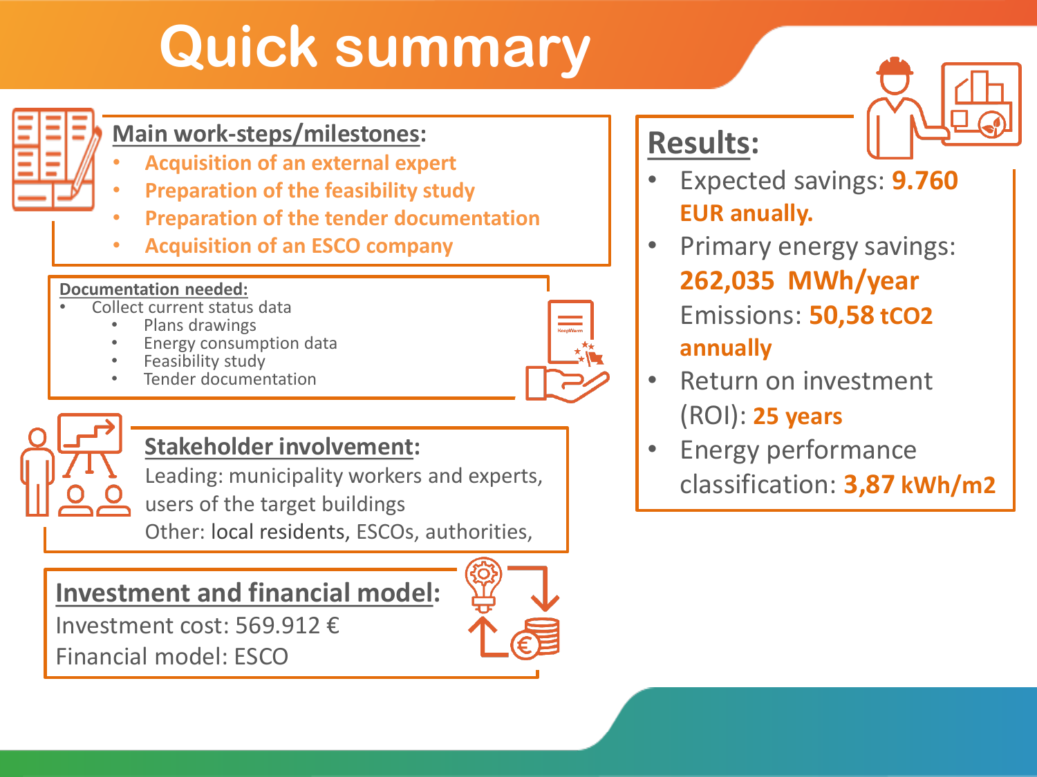# Quick summary

## Main work-steps/milestones:

- Acquisition of an external expert
- Preparation of the feasibility study
- Preparation of the tender documentation
- Acquisition of an ESCO company

## Documentation needed:

- Collect current status data
  - Plans drawings
  - Energy consumption data
  - Feasibility study
  - Tender documentation

## Stakeholder involvement:

Leading: municipality workers and experts, users of the target buildings

Other: local residents, ESCOs, authorities,

## Investment and financial model:

Investment cost: 569.912 €

Financial model: ESCO

## Results:

- Expected savings: **9.760 EUR anually.**
- Primary energy savings: **262,035 MWh/year**
  Emissions: **50,58 $tCO_2$ annually**
- Return on investment (ROI): **25 years**
- Energy performance classification: **3,87 kWh/m2**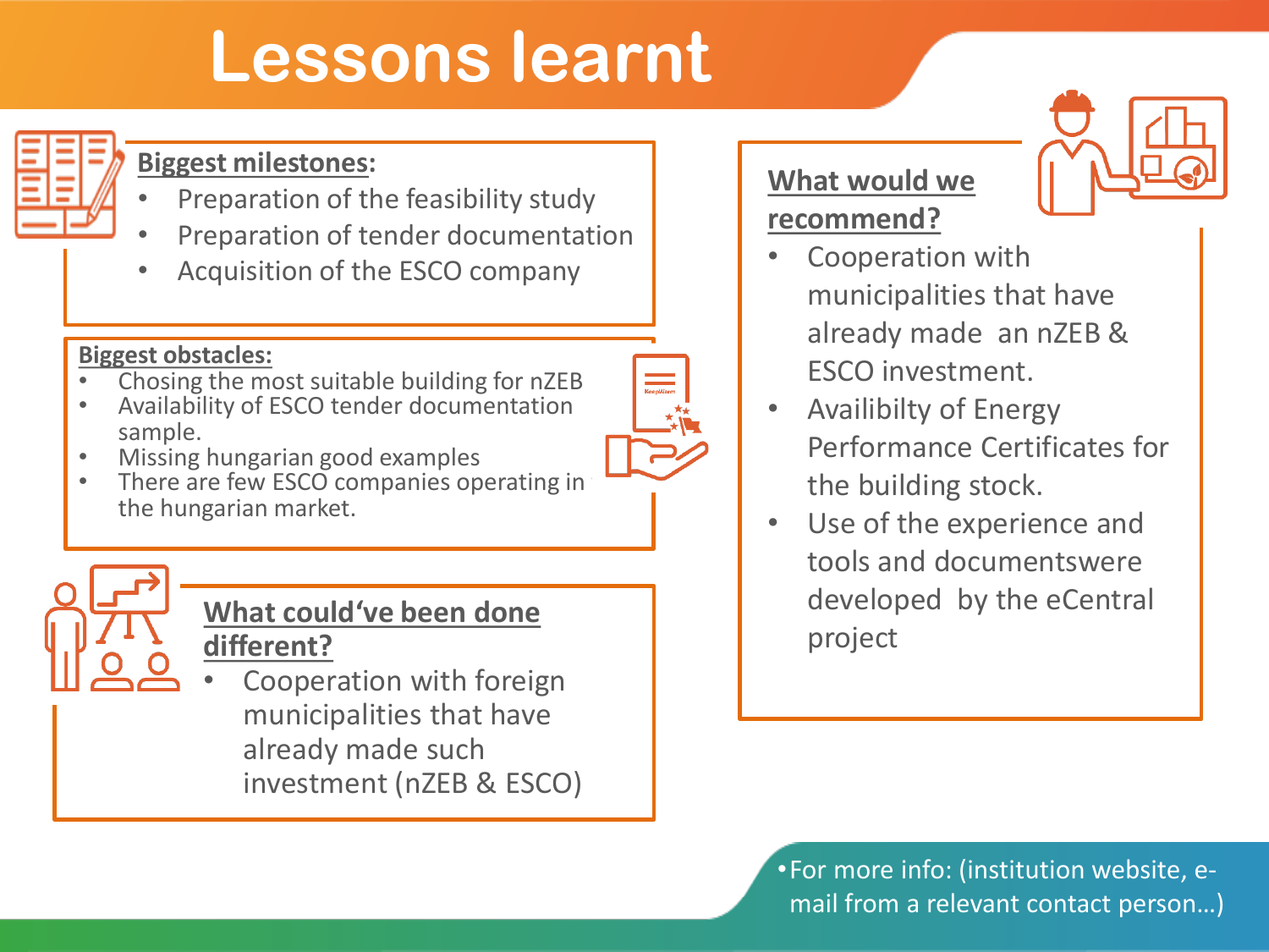# Lessons learnt

**Biggest milestones:**

- Preparation of the feasibility study
- Preparation of tender documentation
- Acquisition of the ESCO company

**Biggest obstacles:**

- Chosing the most suitable building for nZEB
- Availability of ESCO tender documentation sample.
- Missing hungarian good examples
- There are few ESCO companies operating in the hungarian market.

**What could've been done different?**

- Cooperation with foreign municipalities that have already made such investment (nZEB & ESCO)

**What would we recommend?**

- Cooperation with municipalities that have already made an nZEB & ESCO investment.
- Availibilty of Energy Performance Certificates for the building stock.
- Use of the experience and tools and documentswere developed by the eCentral project

- For more info: (institution website, e-mail from a relevant contact person…)